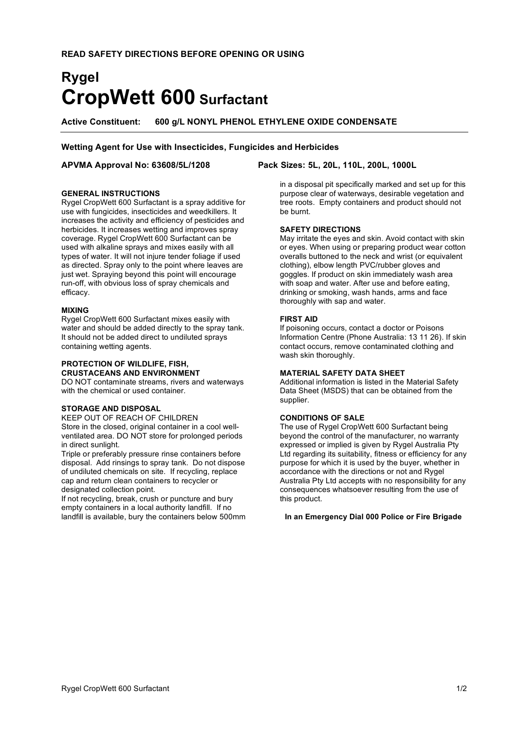**READ SAFETY DIRECTIONS BEFORE OPENING OR USING**

# Rygel
# CropWett 600 Surfactant

**Active Constituent: 600 g/L NONYL PHENOL ETHYLENE OXIDE CONDENSATE**

**Wetting Agent for Use with Insecticides, Fungicides and Herbicides**

**APVMA Approval No: 63608/5L/1208** **Pack Sizes: 5L, 20L, 110L, 200L, 1000L**

### GENERAL INSTRUCTIONS

Rygel CropWett 600 Surfactant is a spray additive for use with fungicides, insecticides and weedkillers. It increases the activity and efficiency of pesticides and herbicides. It increases wetting and improves spray coverage. Rygel CropWett 600 Surfactant can be used with alkaline sprays and mixes easily with all types of water. It will not injure tender foliage if used as directed. Spray only to the point where leaves are just wet. Spraying beyond this point will encourage run-off, with obvious loss of spray chemicals and efficacy.

### MIXING

Rygel CropWett 600 Surfactant mixes easily with water and should be added directly to the spray tank. It should not be added direct to undiluted sprays containing wetting agents.

### PROTECTION OF WILDLIFE, FISH, CRUSTACEANS AND ENVIRONMENT

DO NOT contaminate streams, rivers and waterways with the chemical or used container.

### STORAGE AND DISPOSAL

KEEP OUT OF REACH OF CHILDREN

Store in the closed, original container in a cool well-ventilated area. DO NOT store for prolonged periods in direct sunlight.

Triple or preferably pressure rinse containers before disposal. Add rinsings to spray tank. Do not dispose of undiluted chemicals on site. If recycling, replace cap and return clean containers to recycler or designated collection point.

If not recycling, break, crush or puncture and bury empty containers in a local authority landfill. If no landfill is available, bury the containers below 500mm in a disposal pit specifically marked and set up for this purpose clear of waterways, desirable vegetation and tree roots. Empty containers and product should not be burnt.

### SAFETY DIRECTIONS

May irritate the eyes and skin. Avoid contact with skin or eyes. When using or preparing product wear cotton overalls buttoned to the neck and wrist (or equivalent clothing), elbow length PVC/rubber gloves and goggles. If product on skin immediately wash area with soap and water. After use and before eating, drinking or smoking, wash hands, arms and face thoroughly with sap and water.

### FIRST AID

If poisoning occurs, contact a doctor or Poisons Information Centre (Phone Australia: 13 11 26). If skin contact occurs, remove contaminated clothing and wash skin thoroughly.

### MATERIAL SAFETY DATA SHEET

Additional information is listed in the Material Safety Data Sheet (MSDS) that can be obtained from the supplier.

### CONDITIONS OF SALE

The use of Rygel CropWett 600 Surfactant being beyond the control of the manufacturer, no warranty expressed or implied is given by Rygel Australia Pty Ltd regarding its suitability, fitness or efficiency for any purpose for which it is used by the buyer, whether in accordance with the directions or not and Rygel Australia Pty Ltd accepts with no responsibility for any consequences whatsoever resulting from the use of this product.

**In an Emergency Dial 000 Police or Fire Brigade**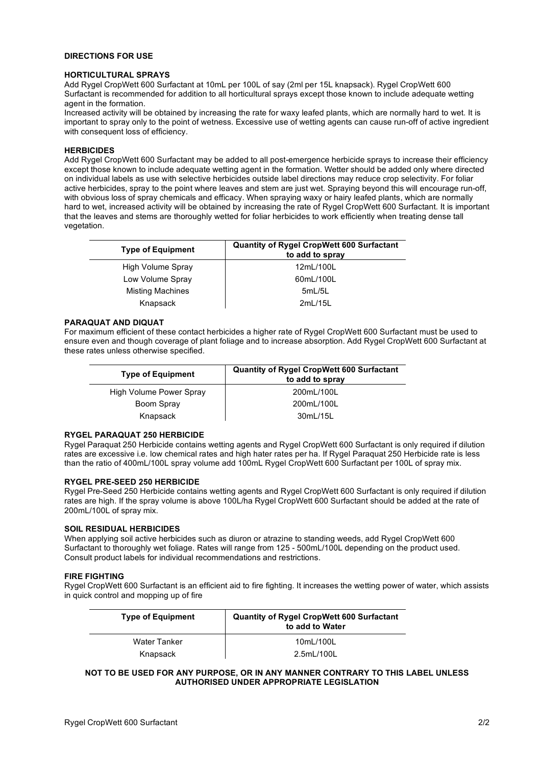## DIRECTIONS FOR USE

### HORTICULTURAL SPRAYS

Add Rygel CropWett 600 Surfactant at 10mL per 100L of say (2ml per 15L knapsack). Rygel CropWett 600 Surfactant is recommended for addition to all horticultural sprays except those known to include adequate wetting agent in the formation.

Increased activity will be obtained by increasing the rate for waxy leafed plants, which are normally hard to wet. It is important to spray only to the point of wetness. Excessive use of wetting agents can cause run-off of active ingredient with consequent loss of efficiency.

### HERBICIDES

Add Rygel CropWett 600 Surfactant may be added to all post-emergence herbicide sprays to increase their efficiency except those known to include adequate wetting agent in the formation. Wetter should be added only where directed on individual labels as use with selective herbicides outside label directions may reduce crop selectivity. For foliar active herbicides, spray to the point where leaves and stem are just wet. Spraying beyond this will encourage run-off, with obvious loss of spray chemicals and efficacy. When spraying waxy or hairy leafed plants, which are normally hard to wet, increased activity will be obtained by increasing the rate of Rygel CropWett 600 Surfactant. It is important that the leaves and stems are thoroughly wetted for foliar herbicides to work efficiently when treating dense tall vegetation.

| Type of Equipment | Quantity of Rygel CropWett 600 Surfactant to add to spray |
|---|---|
| High Volume Spray | 12mL/100L |
| Low Volume Spray | 60mL/100L |
| Misting Machines | 5mL/5L |
| Knapsack | 2mL/15L |

### PARAQUAT AND DIQUAT

For maximum efficient of these contact herbicides a higher rate of Rygel CropWett 600 Surfactant must be used to ensure even and though coverage of plant foliage and to increase absorption. Add Rygel CropWett 600 Surfactant at these rates unless otherwise specified.

| Type of Equipment | Quantity of Rygel CropWett 600 Surfactant to add to spray |
|---|---|
| High Volume Power Spray | 200mL/100L |
| Boom Spray | 200mL/100L |
| Knapsack | 30mL/15L |

### RYGEL PARAQUAT 250 HERBICIDE

Rygel Paraquat 250 Herbicide contains wetting agents and Rygel CropWett 600 Surfactant is only required if dilution rates are excessive i.e. low chemical rates and high hater rates per ha. If Rygel Paraquat 250 Herbicide rate is less than the ratio of 400mL/100L spray volume add 100mL Rygel CropWett 600 Surfactant per 100L of spray mix.

### RYGEL PRE-SEED 250 HERBICIDE

Rygel Pre-Seed 250 Herbicide contains wetting agents and Rygel CropWett 600 Surfactant is only required if dilution rates are high. If the spray volume is above 100L/ha Rygel CropWett 600 Surfactant should be added at the rate of 200mL/100L of spray mix.

### SOIL RESIDUAL HERBICIDES

When applying soil active herbicides such as diuron or atrazine to standing weeds, add Rygel CropWett 600 Surfactant to thoroughly wet foliage. Rates will range from 125 - 500mL/100L depending on the product used. Consult product labels for individual recommendations and restrictions.

### FIRE FIGHTING

Rygel CropWett 600 Surfactant is an efficient aid to fire fighting. It increases the wetting power of water, which assists in quick control and mopping up of fire

| Type of Equipment | Quantity of Rygel CropWett 600 Surfactant to add to Water |
|---|---|
| Water Tanker | 10mL/100L |
| Knapsack | 2.5mL/100L |

**NOT TO BE USED FOR ANY PURPOSE, OR IN ANY MANNER CONTRARY TO THIS LABEL UNLESS AUTHORISED UNDER APPROPRIATE LEGISLATION**